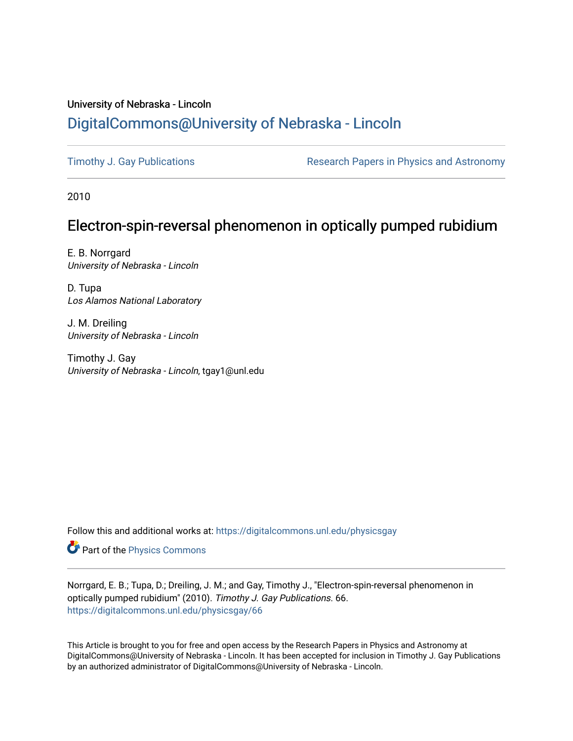University of Nebraska - Lincoln

## DigitalCommons@University of Nebraska - Lincoln

Timothy J. Gay Publications

Research Papers in Physics and Astronomy

2010

# Electron-spin-reversal phenomenon in optically pumped rubidium

E. B. Norrgard
*University of Nebraska - Lincoln*

D. Tupa
*Los Alamos National Laboratory*

J. M. Dreiling
*University of Nebraska - Lincoln*

Timothy J. Gay
*University of Nebraska - Lincoln*, tgay1@unl.edu

Follow this and additional works at: https://digitalcommons.unl.edu/physicsgay

Part of the Physics Commons

Norrgard, E. B.; Tupa, D.; Dreiling, J. M.; and Gay, Timothy J., "Electron-spin-reversal phenomenon in optically pumped rubidium" (2010). *Timothy J. Gay Publications*. 66.
https://digitalcommons.unl.edu/physicsgay/66

This Article is brought to you for free and open access by the Research Papers in Physics and Astronomy at DigitalCommons@University of Nebraska - Lincoln. It has been accepted for inclusion in Timothy J. Gay Publications by an authorized administrator of DigitalCommons@University of Nebraska - Lincoln.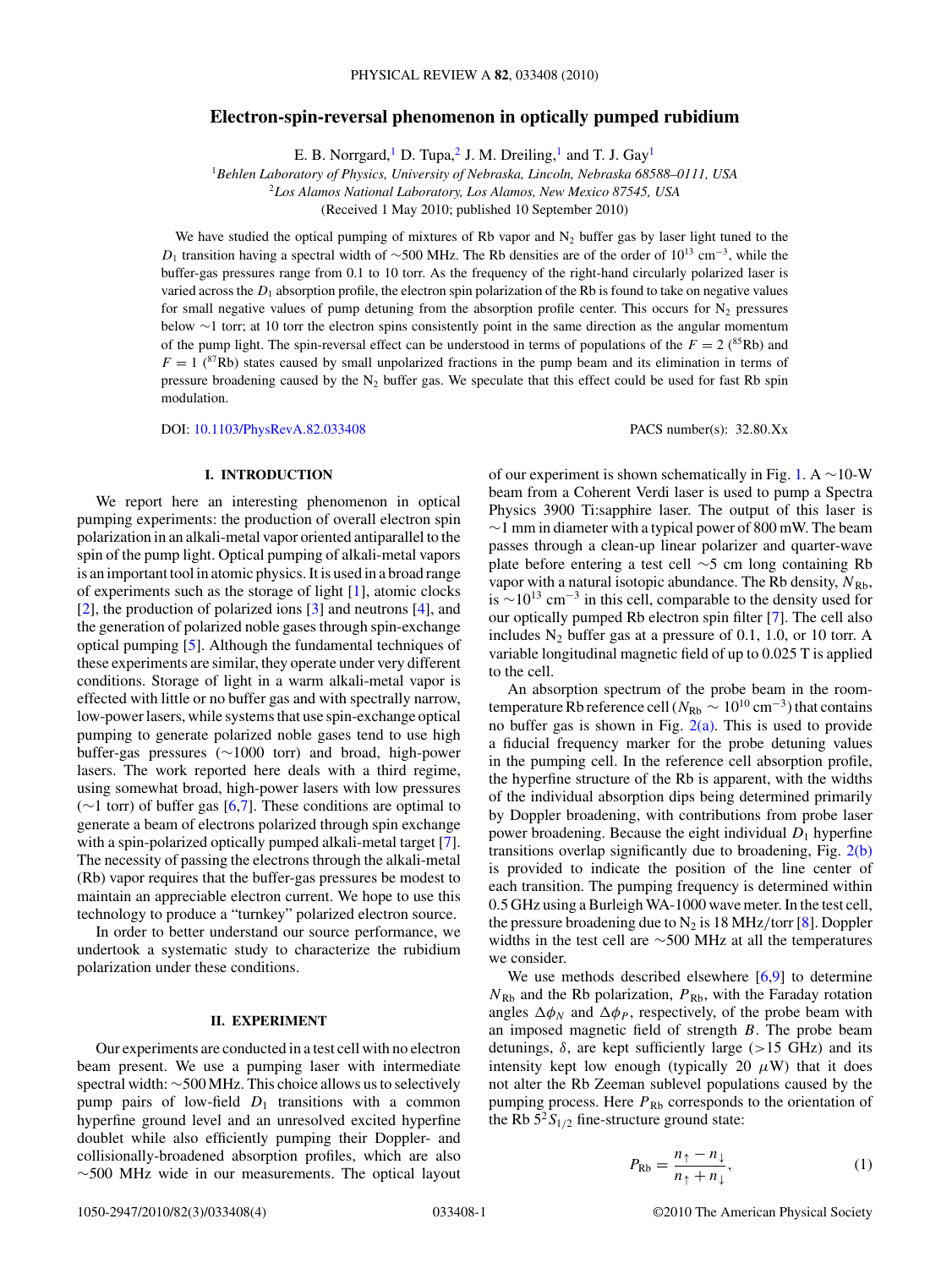# Electron-spin-reversal phenomenon in optically pumped rubidium

E. B. Norrgard,[1] D. Tupa,[2] J. M. Dreiling,[1] and T. J. Gay[1]

[1]*Behlen Laboratory of Physics, University of Nebraska, Lincoln, Nebraska 68588–0111, USA*

[2]*Los Alamos National Laboratory, Los Alamos, New Mexico 87545, USA*

(Received 1 May 2010; published 10 September 2010)

We have studied the optical pumping of mixtures of Rb vapor and $N_2$ buffer gas by laser light tuned to the $D_1$ transition having a spectral width of ~500 MHz. The Rb densities are of the order of $10^{13}$ cm$^{-3}$, while the buffer-gas pressures range from 0.1 to 10 torr. As the frequency of the right-hand circularly polarized laser is varied across the $D_1$ absorption profile, the electron spin polarization of the Rb is found to take on negative values for small negative values of pump detuning from the absorption profile center. This occurs for $N_2$ pressures below ~1 torr; at 10 torr the electron spins consistently point in the same direction as the angular momentum of the pump light. The spin-reversal effect can be understood in terms of populations of the $F = 2$ ($^{85}$Rb) and $F = 1$ ($^{87}$Rb) states caused by small unpolarized fractions in the pump beam and its elimination in terms of pressure broadening caused by the $N_2$ buffer gas. We speculate that this effect could be used for fast Rb spin modulation.

DOI: 10.1103/PhysRevA.82.033408 PACS number(s): 32.80.Xx

## I. INTRODUCTION

We report here an interesting phenomenon in optical pumping experiments: the production of overall electron spin polarization in an alkali-metal vapor oriented antiparallel to the spin of the pump light. Optical pumping of alkali-metal vapors is an important tool in atomic physics. It is used in a broad range of experiments such as the storage of light [1], atomic clocks [2], the production of polarized ions [3] and neutrons [4], and the generation of polarized noble gases through spin-exchange optical pumping [5]. Although the fundamental techniques of these experiments are similar, they operate under very different conditions. Storage of light in a warm alkali-metal vapor is effected with little or no buffer gas and with spectrally narrow, low-power lasers, while systems that use spin-exchange optical pumping to generate polarized noble gases tend to use high buffer-gas pressures (~1000 torr) and broad, high-power lasers. The work reported here deals with a third regime, using somewhat broad, high-power lasers with low pressures (~1 torr) of buffer gas [6,7]. These conditions are optimal to generate a beam of electrons polarized through spin exchange with a spin-polarized optically pumped alkali-metal target [7]. The necessity of passing the electrons through the alkali-metal (Rb) vapor requires that the buffer-gas pressures be modest to maintain an appreciable electron current. We hope to use this technology to produce a "turnkey" polarized electron source.

In order to better understand our source performance, we undertook a systematic study to characterize the rubidium polarization under these conditions.

## II. EXPERIMENT

Our experiments are conducted in a test cell with no electron beam present. We use a pumping laser with intermediate spectral width: ~500 MHz. This choice allows us to selectively pump pairs of low-field $D_1$ transitions with a common hyperfine ground level and an unresolved excited hyperfine doublet while also efficiently pumping their Doppler- and collisionally-broadened absorption profiles, which are also ~500 MHz wide in our measurements. The optical layout of our experiment is shown schematically in Fig. 1. A ~10-W beam from a Coherent Verdi laser is used to pump a Spectra Physics 3900 Ti:sapphire laser. The output of this laser is ~1 mm in diameter with a typical power of 800 mW. The beam passes through a clean-up linear polarizer and quarter-wave plate before entering a test cell ~5 cm long containing Rb vapor with a natural isotopic abundance. The Rb density, $N_{Rb}$, is ~$10^{13}$ cm$^{-3}$ in this cell, comparable to the density used for our optically pumped Rb electron spin filter [7]. The cell also includes $N_2$ buffer gas at a pressure of 0.1, 1.0, or 10 torr. A variable longitudinal magnetic field of up to 0.025 T is applied to the cell.

An absorption spectrum of the probe beam in the room-temperature Rb reference cell ($N_{Rb}$ ~ $10^{10}$ cm$^{-3}$) that contains no buffer gas is shown in Fig. 2(a). This is used to provide a fiducial frequency marker for the probe detuning values in the pumping cell. In the reference cell absorption profile, the hyperfine structure of the Rb is apparent, with the widths of the individual absorption dips being determined primarily by Doppler broadening, with contributions from probe laser power broadening. Because the eight individual $D_1$ hyperfine transitions overlap significantly due to broadening, Fig. 2(b) is provided to indicate the position of the line center of each transition. The pumping frequency is determined within 0.5 GHz using a Burleigh WA-1000 wave meter. In the test cell, the pressure broadening due to $N_2$ is 18 MHz/torr [8]. Doppler widths in the test cell are ~500 MHz at all the temperatures we consider.

We use methods described elsewhere [6,9] to determine $N_{Rb}$ and the Rb polarization, $P_{Rb}$, with the Faraday rotation angles $\Delta\phi_N$ and $\Delta\phi_P$, respectively, of the probe beam with an imposed magnetic field of strength $B$. The probe beam detunings, $\delta$, are kept sufficiently large (>15 GHz) and its intensity kept low enough (typically 20 $\mu$W) that it does not alter the Rb Zeeman sublevel populations caused by the pumping process. Here $P_{Rb}$ corresponds to the orientation of the Rb $5^2S_{1/2}$ fine-structure ground state:

$$P_{Rb} = \frac{n_\uparrow - n_\downarrow}{n_\uparrow + n_\downarrow}, \tag{1}$$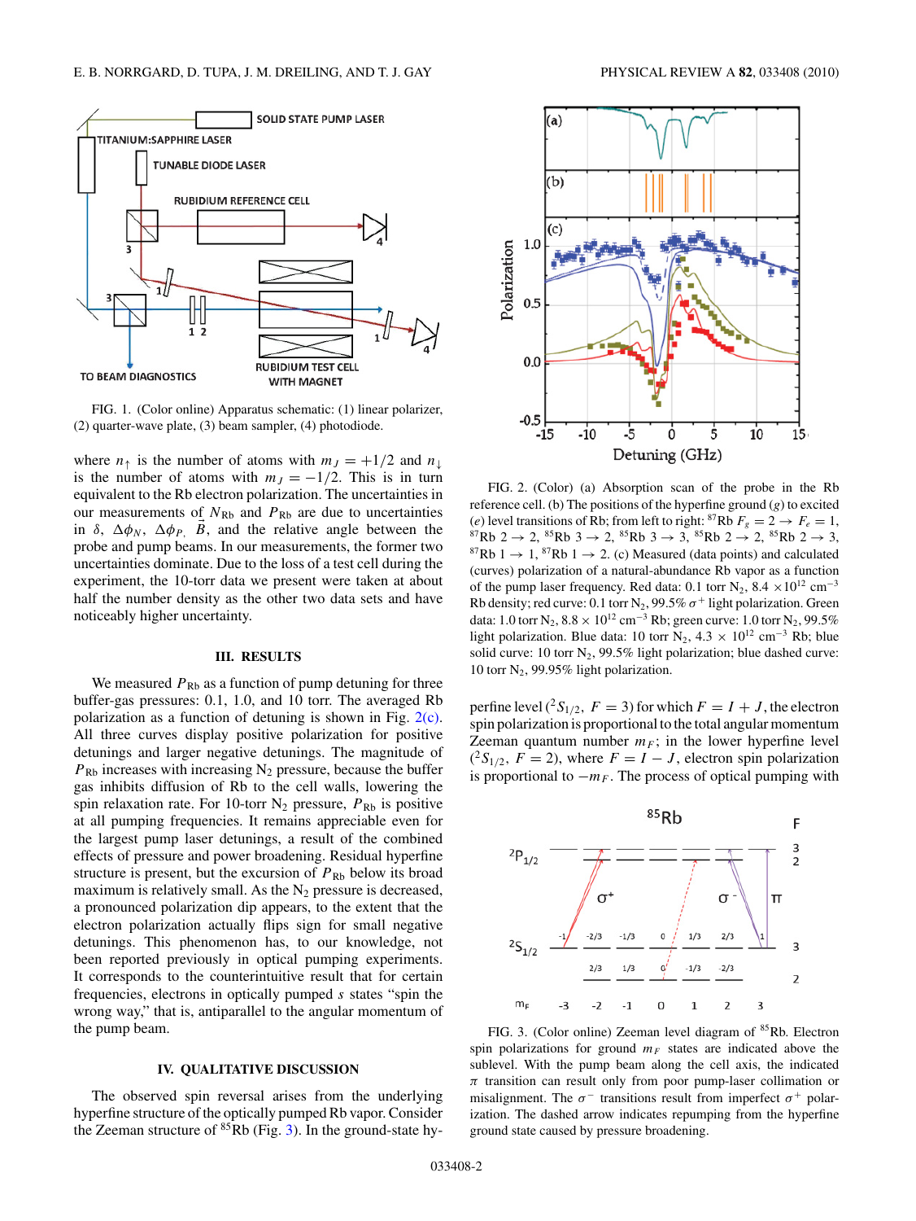where $n_\uparrow$ is the number of atoms with $m_J = +1/2$ and $n_\downarrow$ is the number of atoms with $m_J = -1/2$. This is in turn equivalent to the Rb electron polarization. The uncertainties in our measurements of $N_{Rb}$ and $P_{Rb}$ are due to uncertainties in $\delta$, $\Delta\phi_N$, $\Delta\phi_P$, $\vec{B}$, and the relative angle between the probe and pump beams. In our measurements, the former two uncertainties dominate. Due to the loss of a test cell during the experiment, the 10-torr data we present were taken at about half the number density as the other two data sets and have noticeably higher uncertainty.

FIG. 1. (Color online) Apparatus schematic: (1) linear polarizer, (2) quarter-wave plate, (3) beam sampler, (4) photodiode.

## III. RESULTS

We measured $P_{Rb}$ as a function of pump detuning for three buffer-gas pressures: 0.1, 1.0, and 10 torr. The averaged Rb polarization as a function of detuning is shown in Fig. 2(c). All three curves display positive polarization for positive detunings and larger negative detunings. The magnitude of $P_{Rb}$ increases with increasing $N_2$ pressure, because the buffer gas inhibits diffusion of Rb to the cell walls, lowering the spin relaxation rate. For 10-torr $N_2$ pressure, $P_{Rb}$ is positive at all pumping frequencies. It remains appreciable even for the largest pump laser detunings, a result of the combined effects of pressure and power broadening. Residual hyperfine structure is present, but the excursion of $P_{Rb}$ below its broad maximum is relatively small. As the $N_2$ pressure is decreased, a pronounced polarization dip appears, to the extent that the electron polarization actually flips sign for small negative detunings. This phenomenon has, to our knowledge, not been reported previously in optical pumping experiments. It corresponds to the counterintuitive result that for certain frequencies, electrons in optically pumped $s$ states "spin the wrong way," that is, antiparallel to the angular momentum of the pump beam.

## IV. QUALITATIVE DISCUSSION

The observed spin reversal arises from the underlying hyperfine structure of the optically pumped Rb vapor. Consider the Zeeman structure of $^{85}$Rb (Fig. 3). In the ground-state hyperfine level ($^2S_{1/2}$, $F = 3$) for which $F = I + J$, the electron spin polarization is proportional to the total angular momentum Zeeman quantum number $m_F$; in the lower hyperfine level ($^2S_{1/2}$, $F = 2$), where $F = I - J$, electron spin polarization is proportional to $-m_F$. The process of optical pumping with

FIG. 2. (Color) (a) Absorption scan of the probe in the Rb reference cell. (b) The positions of the hyperfine ground ($g$) to excited ($e$) level transitions of Rb; from left to right: $^{87}$Rb $F_g = 2 \rightarrow F_e = 1$, $^{87}$Rb $2 \rightarrow 2$, $^{85}$Rb $3 \rightarrow 2$, $^{85}$Rb $3 \rightarrow 3$, $^{85}$Rb $2 \rightarrow 2$, $^{85}$Rb $2 \rightarrow 3$, $^{87}$Rb $1 \rightarrow 1$, $^{87}$Rb $1 \rightarrow 2$. (c) Measured (data points) and calculated (curves) polarization of a natural-abundance Rb vapor as a function of the pump laser frequency. Red data: 0.1 torr $N_2$, 8.4 $\times 10^{12}$ cm$^{-3}$ Rb density; red curve: 0.1 torr $N_2$, 99.5% $\sigma^+$ light polarization. Green data: 1.0 torr $N_2$, 8.8 $\times$ $10^{12}$ cm$^{-3}$ Rb; green curve: 1.0 torr $N_2$, 99.5% light polarization. Blue data: 10 torr $N_2$, 4.3 $\times$ $10^{12}$ cm$^{-3}$ Rb; blue solid curve: 10 torr $N_2$, 99.5% light polarization; blue dashed curve: 10 torr $N_2$, 99.95% light polarization.

FIG. 3. (Color online) Zeeman level diagram of $^{85}$Rb. Electron spin polarizations for ground $m_F$ states are indicated above the sublevel. With the pump beam along the cell axis, the indicated $\pi$ transition can result only from poor pump-laser collimation or misalignment. The $\sigma^-$ transitions result from imperfect $\sigma^+$ polarization. The dashed arrow indicates repumping from the hyperfine ground state caused by pressure broadening.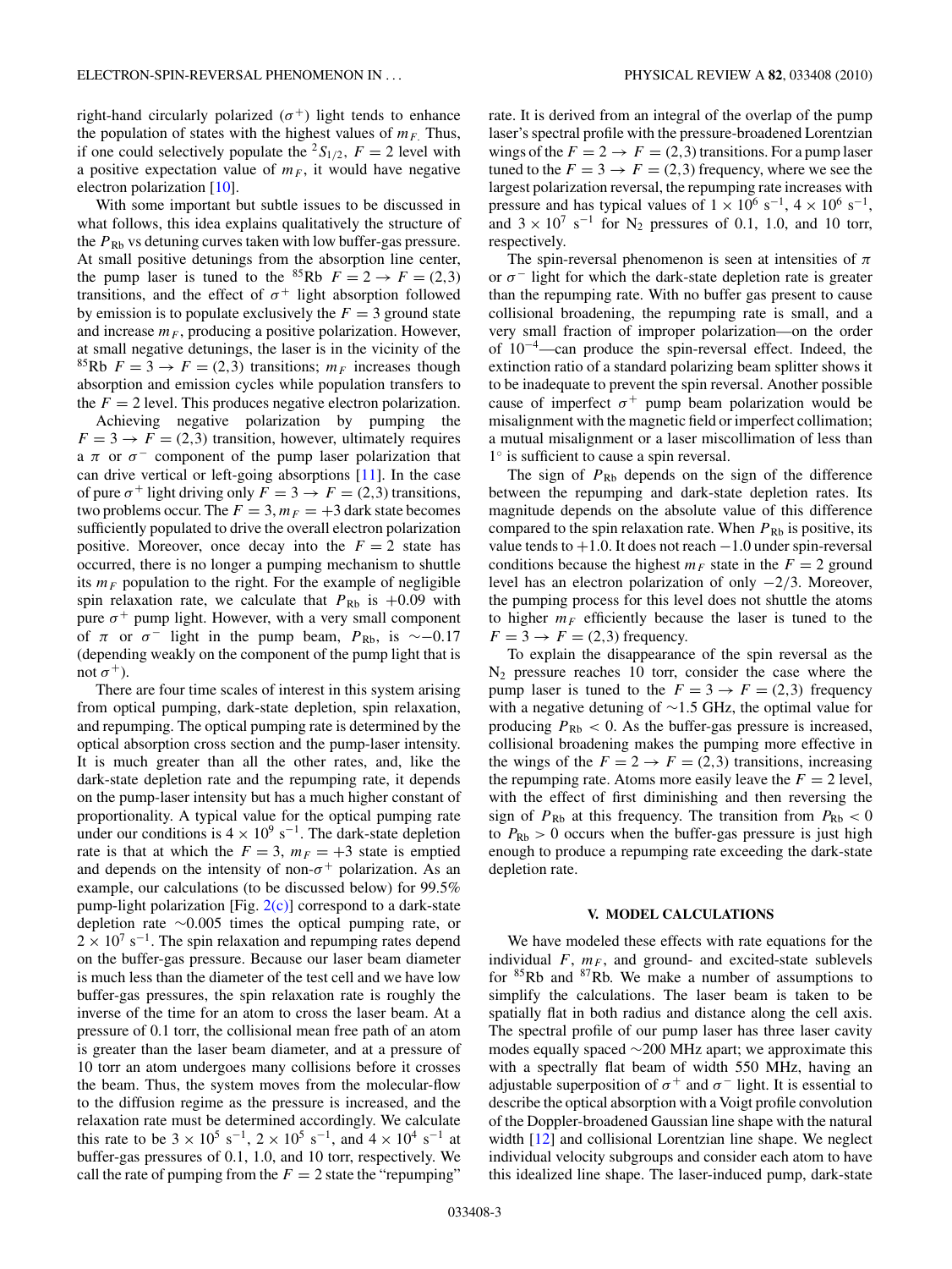right-hand circularly polarized ($\sigma^+$) light tends to enhance the population of states with the highest values of $m_F$. Thus, if one could selectively populate the $^2S_{1/2}$, $F = 2$ level with a positive expectation value of $m_F$, it would have negative electron polarization [10].

With some important but subtle issues to be discussed in what follows, this idea explains qualitatively the structure of the $P_{\mathrm{Rb}}$ vs detuning curves taken with low buffer-gas pressure. At small positive detunings from the absorption line center, the pump laser is tuned to the $^{85}$Rb $F = 2 \rightarrow F = (2,3)$ transitions, and the effect of $\sigma^+$ light absorption followed by emission is to populate exclusively the $F = 3$ ground state and increase $m_F$, producing a positive polarization. However, at small negative detunings, the laser is in the vicinity of the $^{85}$Rb $F = 3 \rightarrow F = (2,3)$ transitions; $m_F$ increases though absorption and emission cycles while population transfers to the $F = 2$ level. This produces negative electron polarization.

Achieving negative polarization by pumping the $F = 3 \rightarrow F = (2,3)$ transition, however, ultimately requires a $\pi$ or $\sigma^-$ component of the pump laser polarization that can drive vertical or left-going absorptions [11]. In the case of pure $\sigma^+$ light driving only $F = 3 \rightarrow F = (2,3)$ transitions, two problems occur. The $F = 3, m_F = +3$ dark state becomes sufficiently populated to drive the overall electron polarization positive. Moreover, once decay into the $F = 2$ state has occurred, there is no longer a pumping mechanism to shuttle its $m_F$ population to the right. For the example of negligible spin relaxation rate, we calculate that $P_{\mathrm{Rb}}$ is $+0.09$ with pure $\sigma^+$ pump light. However, with a very small component of $\pi$ or $\sigma^-$ light in the pump beam, $P_{\mathrm{Rb}}$, is $\sim -0.17$ (depending weakly on the component of the pump light that is not $\sigma^+$).

There are four time scales of interest in this system arising from optical pumping, dark-state depletion, spin relaxation, and repumping. The optical pumping rate is determined by the optical absorption cross section and the pump-laser intensity. It is much greater than all the other rates, and, like the dark-state depletion rate and the repumping rate, it depends on the pump-laser intensity but has a much higher constant of proportionality. A typical value for the optical pumping rate under our conditions is $4 \times 10^9$ s$^{-1}$. The dark-state depletion rate is that at which the $F = 3$, $m_F = +3$ state is emptied and depends on the intensity of non-$\sigma^+$ polarization. As an example, our calculations (to be discussed below) for 99.5% pump-light polarization [Fig. 2(c)] correspond to a dark-state depletion rate $\sim$0.005 times the optical pumping rate, or $2 \times 10^7$ s$^{-1}$. The spin relaxation and repumping rates depend on the buffer-gas pressure. Because our laser beam diameter is much less than the diameter of the test cell and we have low buffer-gas pressures, the spin relaxation rate is roughly the inverse of the time for an atom to cross the laser beam. At a pressure of 0.1 torr, the collisional mean free path of an atom is greater than the laser beam diameter, and at a pressure of 10 torr an atom undergoes many collisions before it crosses the beam. Thus, the system moves from the molecular-flow to the diffusion regime as the pressure is increased, and the relaxation rate must be determined accordingly. We calculate this rate to be $3 \times 10^5$ s$^{-1}$, $2 \times 10^5$ s$^{-1}$, and $4 \times 10^4$ s$^{-1}$ at buffer-gas pressures of 0.1, 1.0, and 10 torr, respectively. We call the rate of pumping from the $F = 2$ state the "repumping" rate. It is derived from an integral of the overlap of the pump laser's spectral profile with the pressure-broadened Lorentzian wings of the $F = 2 \rightarrow F = (2,3)$ transitions. For a pump laser tuned to the $F = 3 \rightarrow F = (2,3)$ frequency, where we see the largest polarization reversal, the repumping rate increases with pressure and has typical values of $1 \times 10^6$ s$^{-1}$, $4 \times 10^6$ s$^{-1}$, and $3 \times 10^7$ s$^{-1}$ for $N_2$ pressures of 0.1, 1.0, and 10 torr, respectively.

The spin-reversal phenomenon is seen at intensities of $\pi$ or $\sigma^-$ light for which the dark-state depletion rate is greater than the repumping rate. With no buffer gas present to cause collisional broadening, the repumping rate is small, and a very small fraction of improper polarization—on the order of $10^{-4}$—can produce the spin-reversal effect. Indeed, the extinction ratio of a standard polarizing beam splitter shows it to be inadequate to prevent the spin reversal. Another possible cause of imperfect $\sigma^+$ pump beam polarization would be misalignment with the magnetic field or imperfect collimation; a mutual misalignment or a laser miscollimation of less than $1^\circ$ is sufficient to cause a spin reversal.

The sign of $P_{\mathrm{Rb}}$ depends on the sign of the difference between the repumping and dark-state depletion rates. Its magnitude depends on the absolute value of this difference compared to the spin relaxation rate. When $P_{\mathrm{Rb}}$ is positive, its value tends to $+1.0$. It does not reach $-1.0$ under spin-reversal conditions because the highest $m_F$ state in the $F = 2$ ground level has an electron polarization of only $-2/3$. Moreover, the pumping process for this level does not shuttle the atoms to higher $m_F$ efficiently because the laser is tuned to the $F = 3 \rightarrow F = (2,3)$ frequency.

To explain the disappearance of the spin reversal as the $N_2$ pressure reaches 10 torr, consider the case where the pump laser is tuned to the $F = 3 \rightarrow F = (2,3)$ frequency with a negative detuning of $\sim$1.5 GHz, the optimal value for producing $P_{\mathrm{Rb}} < 0$. As the buffer-gas pressure is increased, collisional broadening makes the pumping more effective in the wings of the $F = 2 \rightarrow F = (2,3)$ transitions, increasing the repumping rate. Atoms more easily leave the $F = 2$ level, with the effect of first diminishing and then reversing the sign of $P_{\mathrm{Rb}}$ at this frequency. The transition from $P_{\mathrm{Rb}} < 0$ to $P_{\mathrm{Rb}} > 0$ occurs when the buffer-gas pressure is just high enough to produce a repumping rate exceeding the dark-state depletion rate.

## V. MODEL CALCULATIONS

We have modeled these effects with rate equations for the individual $F$, $m_F$, and ground- and excited-state sublevels for $^{85}$Rb and $^{87}$Rb. We make a number of assumptions to simplify the calculations. The laser beam is taken to be spatially flat in both radius and distance along the cell axis. The spectral profile of our pump laser has three laser cavity modes equally spaced $\sim$200 MHz apart; we approximate this with a spectrally flat beam of width 550 MHz, having an adjustable superposition of $\sigma^+$ and $\sigma^-$ light. It is essential to describe the optical absorption with a Voigt profile convolution of the Doppler-broadened Gaussian line shape with the natural width [12] and collisional Lorentzian line shape. We neglect individual velocity subgroups and consider each atom to have this idealized line shape. The laser-induced pump, dark-state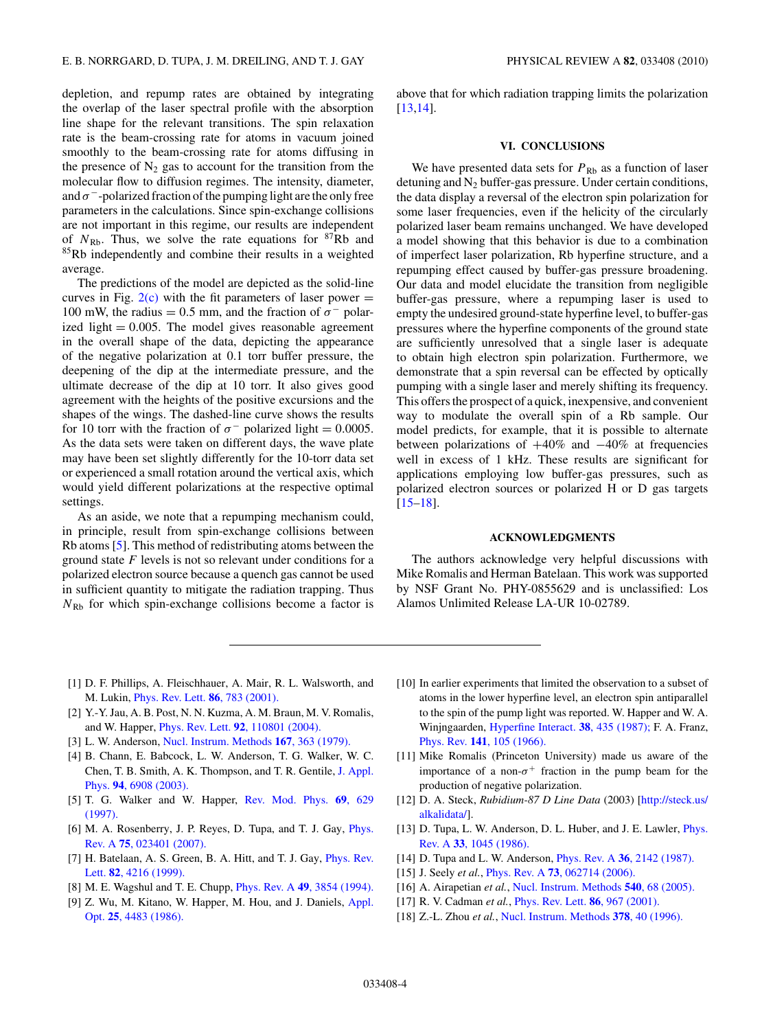depletion, and repump rates are obtained by integrating the overlap of the laser spectral profile with the absorption line shape for the relevant transitions. The spin relaxation rate is the beam-crossing rate for atoms in vacuum joined smoothly to the beam-crossing rate for atoms diffusing in the presence of $N_2$ gas to account for the transition from the molecular flow to diffusion regimes. The intensity, diameter, and $\sigma^-$-polarized fraction of the pumping light are the only free parameters in the calculations. Since spin-exchange collisions are not important in this regime, our results are independent of $N_{\mathrm{Rb}}$. Thus, we solve the rate equations for $^{87}$Rb and $^{85}$Rb independently and combine their results in a weighted average.

The predictions of the model are depicted as the solid-line curves in Fig. 2(c) with the fit parameters of laser power = 100 mW, the radius = 0.5 mm, and the fraction of $\sigma^-$ polarized light = 0.005. The model gives reasonable agreement in the overall shape of the data, depicting the appearance of the negative polarization at 0.1 torr buffer pressure, the deepening of the dip at the intermediate pressure, and the ultimate decrease of the dip at 10 torr. It also gives good agreement with the heights of the positive excursions and the shapes of the wings. The dashed-line curve shows the results for 10 torr with the fraction of $\sigma^-$ polarized light = 0.0005. As the data sets were taken on different days, the wave plate may have been set slightly differently for the 10-torr data set or experienced a small rotation around the vertical axis, which would yield different polarizations at the respective optimal settings.

As an aside, we note that a repumping mechanism could, in principle, result from spin-exchange collisions between Rb atoms [5]. This method of redistributing atoms between the ground state $F$ levels is not so relevant under conditions for a polarized electron source because a quench gas cannot be used in sufficient quantity to mitigate the radiation trapping. Thus $N_{\mathrm{Rb}}$ for which spin-exchange collisions become a factor is above that for which radiation trapping limits the polarization [13,14].

## VI. CONCLUSIONS

We have presented data sets for $P_{\mathrm{Rb}}$ as a function of laser detuning and $N_2$ buffer-gas pressure. Under certain conditions, the data display a reversal of the electron spin polarization for some laser frequencies, even if the helicity of the circularly polarized laser beam remains unchanged. We have developed a model showing that this behavior is due to a combination of imperfect laser polarization, Rb hyperfine structure, and a repumping effect caused by buffer-gas pressure broadening. Our data and model elucidate the transition from negligible buffer-gas pressure, where a repumping laser is used to empty the undesired ground-state hyperfine level, to buffer-gas pressures where the hyperfine components of the ground state are sufficiently unresolved that a single laser is adequate to obtain high electron spin polarization. Furthermore, we demonstrate that a spin reversal can be effected by optically pumping with a single laser and merely shifting its frequency. This offers the prospect of a quick, inexpensive, and convenient way to modulate the overall spin of a Rb sample. Our model predicts, for example, that it is possible to alternate between polarizations of +40% and −40% at frequencies well in excess of 1 kHz. These results are significant for applications employing low buffer-gas pressures, such as polarized electron sources or polarized H or D gas targets [15–18].

## ACKNOWLEDGMENTS

The authors acknowledge very helpful discussions with Mike Romalis and Herman Batelaan. This work was supported by NSF Grant No. PHY-0855629 and is unclassified: Los Alamos Unlimited Release LA-UR 10-02789.

---

[1] D. F. Phillips, A. Fleischhauer, A. Mair, R. L. Walsworth, and M. Lukin, Phys. Rev. Lett. **86**, 783 (2001).

[2] Y.-Y. Jau, A. B. Post, N. N. Kuzma, A. M. Braun, M. V. Romalis, and W. Happer, Phys. Rev. Lett. **92**, 110801 (2004).

[3] L. W. Anderson, Nucl. Instrum. Methods **167**, 363 (1979).

[4] B. Chann, E. Babcock, L. W. Anderson, T. G. Walker, W. C. Chen, T. B. Smith, A. K. Thompson, and T. R. Gentile, J. Appl. Phys. **94**, 6908 (2003).

[5] T. G. Walker and W. Happer, Rev. Mod. Phys. **69**, 629 (1997).

[6] M. A. Rosenberry, J. P. Reyes, D. Tupa, and T. J. Gay, Phys. Rev. A **75**, 023401 (2007).

[7] H. Batelaan, A. S. Green, B. A. Hitt, and T. J. Gay, Phys. Rev. Lett. **82**, 4216 (1999).

[8] M. E. Wagshul and T. E. Chupp, Phys. Rev. A **49**, 3854 (1994).

[9] Z. Wu, M. Kitano, W. Happer, M. Hou, and J. Daniels, Appl. Opt. **25**, 4483 (1986).

[10] In earlier experiments that limited the observation to a subset of atoms in the lower hyperfine level, an electron spin antiparallel to the spin of the pump light was reported. W. Happer and W. A. Winjngaarden, Hyperfine Interact. **38**, 435 (1987); F. A. Franz, Phys. Rev. **141**, 105 (1966).

[11] Mike Romalis (Princeton University) made us aware of the importance of a non-$\sigma^+$ fraction in the pump beam for the production of negative polarization.

[12] D. A. Steck, *Rubidium-87 D Line Data* (2003) [http://steck.us/alkalidata/].

[13] D. Tupa, L. W. Anderson, D. L. Huber, and J. E. Lawler, Phys. Rev. A **33**, 1045 (1986).

[14] D. Tupa and L. W. Anderson, Phys. Rev. A **36**, 2142 (1987).

[15] J. Seely *et al.*, Phys. Rev. A **73**, 062714 (2006).

[16] A. Airapetian *et al.*, Nucl. Instrum. Methods **540**, 68 (2005).

[17] R. V. Cadman *et al.*, Phys. Rev. Lett. **86**, 967 (2001).

[18] Z.-L. Zhou *et al.*, Nucl. Instrum. Methods **378**, 40 (1996).